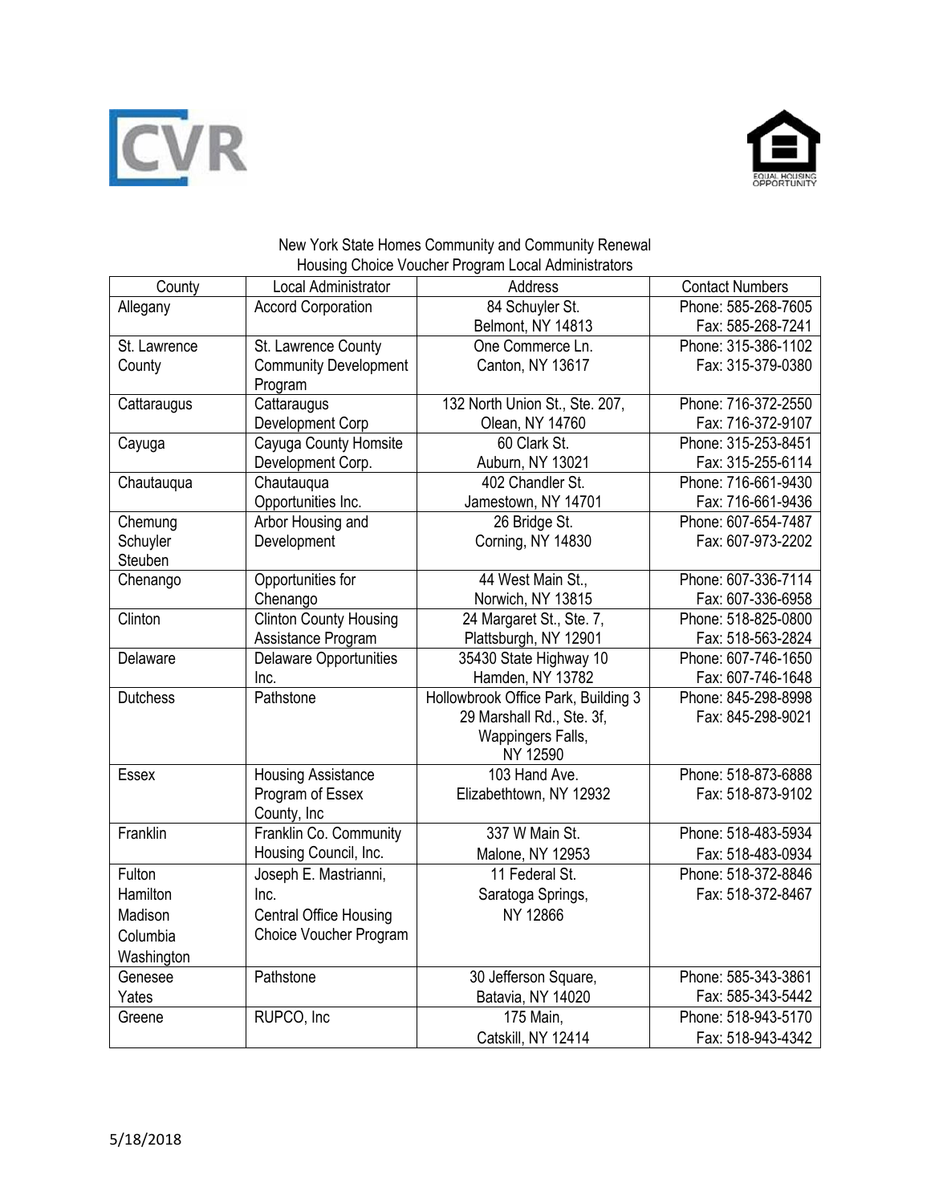New York State Homes Community and Community Renewal
Housing Choice Voucher Program Local Administrators

| County | Local Administrator | Address | Contact Numbers |
|---|---|---|---|
| Allegany | Accord Corporation | 84 Schuyler St.<br>Belmont, NY 14813 | Phone: 585-268-7605<br>Fax: 585-268-7241 |
| St. Lawrence County | St. Lawrence County Community Development Program | One Commerce Ln.<br>Canton, NY 13617 | Phone: 315-386-1102<br>Fax: 315-379-0380 |
| Cattaraugus | Cattaraugus Development Corp | 132 North Union St., Ste. 207,<br>Olean, NY 14760 | Phone: 716-372-2550<br>Fax: 716-372-9107 |
| Cayuga | Cayuga County Homsite Development Corp. | 60 Clark St.<br>Auburn, NY 13021 | Phone: 315-253-8451<br>Fax: 315-255-6114 |
| Chautauqua | Chautauqua Opportunities Inc. | 402 Chandler St.<br>Jamestown, NY 14701 | Phone: 716-661-9430<br>Fax: 716-661-9436 |
| Chemung<br>Schuyler<br>Steuben | Arbor Housing and Development | 26 Bridge St.<br>Corning, NY 14830 | Phone: 607-654-7487<br>Fax: 607-973-2202 |
| Chenango | Opportunities for Chenango | 44 West Main St.,<br>Norwich, NY 13815 | Phone: 607-336-7114<br>Fax: 607-336-6958 |
| Clinton | Clinton County Housing Assistance Program | 24 Margaret St., Ste. 7,<br>Plattsburgh, NY 12901 | Phone: 518-825-0800<br>Fax: 518-563-2824 |
| Delaware | Delaware Opportunities Inc. | 35430 State Highway 10<br>Hamden, NY 13782 | Phone: 607-746-1650<br>Fax: 607-746-1648 |
| Dutchess | Pathstone | Hollowbrook Office Park, Building 3<br>29 Marshall Rd., Ste. 3f,<br>Wappingers Falls,<br>NY 12590 | Phone: 845-298-8998<br>Fax: 845-298-9021 |
| Essex | Housing Assistance Program of Essex County, Inc | 103 Hand Ave.<br>Elizabethtown, NY 12932 | Phone: 518-873-6888<br>Fax: 518-873-9102 |
| Franklin | Franklin Co. Community Housing Council, Inc. | 337 W Main St.<br>Malone, NY 12953 | Phone: 518-483-5934<br>Fax: 518-483-0934 |
| Fulton<br>Hamilton<br>Madison<br>Columbia<br>Washington | Joseph E. Mastrianni, Inc.<br>Central Office Housing Choice Voucher Program | 11 Federal St.<br>Saratoga Springs,<br>NY 12866 | Phone: 518-372-8846<br>Fax: 518-372-8467 |
| Genesee<br>Yates | Pathstone | 30 Jefferson Square,<br>Batavia, NY 14020 | Phone: 585-343-3861<br>Fax: 585-343-5442 |
| Greene | RUPCO, Inc | 175 Main,<br>Catskill, NY 12414 | Phone: 518-943-5170<br>Fax: 518-943-4342 |

5/18/2018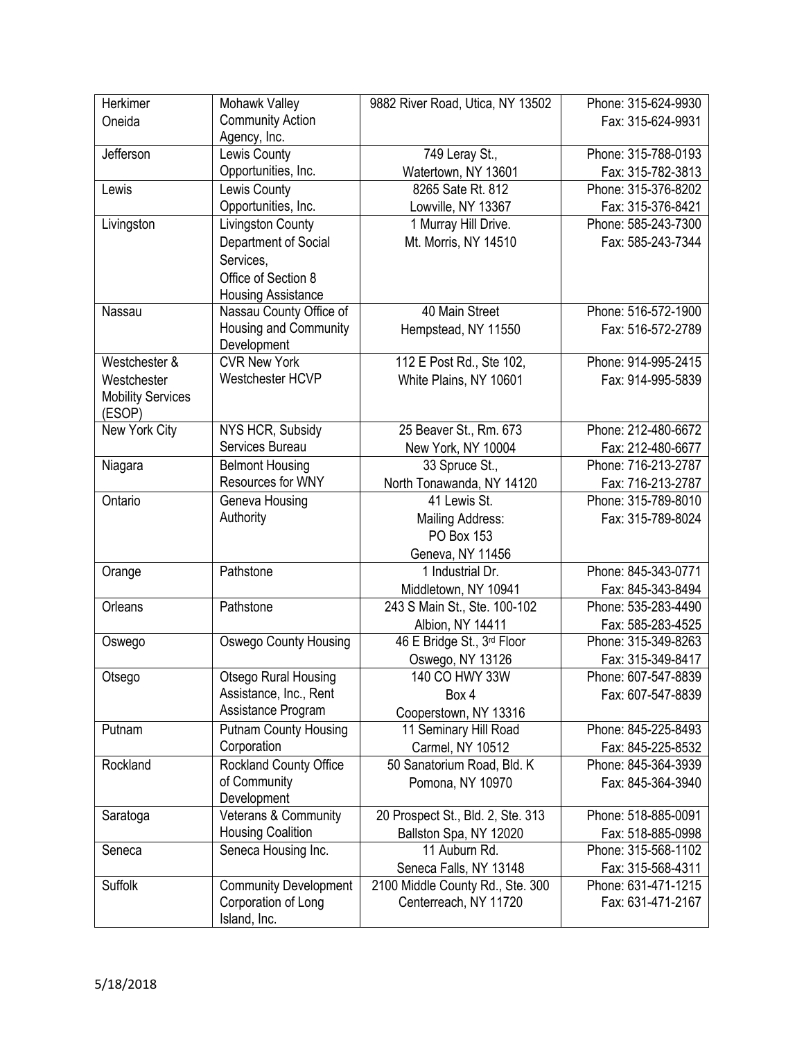| Herkimer Oneida | Mohawk Valley Community Action Agency, Inc. | 9882 River Road, Utica, NY 13502 | Phone: 315-624-9930 Fax: 315-624-9931 |
|---|---|---|---|
| Jefferson | Lewis County Opportunities, Inc. | 749 Leray St., Watertown, NY 13601 | Phone: 315-788-0193 Fax: 315-782-3813 |
| Lewis | Lewis County Opportunities, Inc. | 8265 Sate Rt. 812 Lowville, NY 13367 | Phone: 315-376-8202 Fax: 315-376-8421 |
| Livingston | Livingston County Department of Social Services, Office of Section 8 Housing Assistance | 1 Murray Hill Drive. Mt. Morris, NY 14510 | Phone: 585-243-7300 Fax: 585-243-7344 |
| Nassau | Nassau County Office of Housing and Community Development | 40 Main Street Hempstead, NY 11550 | Phone: 516-572-1900 Fax: 516-572-2789 |
| Westchester & Westchester Mobility Services (ESOP) | CVR New York Westchester HCVP | 112 E Post Rd., Ste 102, White Plains, NY 10601 | Phone: 914-995-2415 Fax: 914-995-5839 |
| New York City | NYS HCR, Subsidy Services Bureau | 25 Beaver St., Rm. 673 New York, NY 10004 | Phone: 212-480-6672 Fax: 212-480-6677 |
| Niagara | Belmont Housing Resources for WNY | 33 Spruce St., North Tonawanda, NY 14120 | Phone: 716-213-2787 Fax: 716-213-2787 |
| Ontario | Geneva Housing Authority | 41 Lewis St. Mailing Address: PO Box 153 Geneva, NY 11456 | Phone: 315-789-8010 Fax: 315-789-8024 |
| Orange | Pathstone | 1 Industrial Dr. Middletown, NY 10941 | Phone: 845-343-0771 Fax: 845-343-8494 |
| Orleans | Pathstone | 243 S Main St., Ste. 100-102 Albion, NY 14411 | Phone: 535-283-4490 Fax: 585-283-4525 |
| Oswego | Oswego County Housing | 46 E Bridge St., 3rd Floor Oswego, NY 13126 | Phone: 315-349-8263 Fax: 315-349-8417 |
| Otsego | Otsego Rural Housing Assistance, Inc., Rent Assistance Program | 140 CO HWY 33W Box 4 Cooperstown, NY 13316 | Phone: 607-547-8839 Fax: 607-547-8839 |
| Putnam | Putnam County Housing Corporation | 11 Seminary Hill Road Carmel, NY 10512 | Phone: 845-225-8493 Fax: 845-225-8532 |
| Rockland | Rockland County Office of Community Development | 50 Sanatorium Road, Bld. K Pomona, NY 10970 | Phone: 845-364-3939 Fax: 845-364-3940 |
| Saratoga | Veterans & Community Housing Coalition | 20 Prospect St., Bld. 2, Ste. 313 Ballston Spa, NY 12020 | Phone: 518-885-0091 Fax: 518-885-0998 |
| Seneca | Seneca Housing Inc. | 11 Auburn Rd. Seneca Falls, NY 13148 | Phone: 315-568-1102 Fax: 315-568-4311 |
| Suffolk | Community Development Corporation of Long Island, Inc. | 2100 Middle County Rd., Ste. 300 Centerreach, NY 11720 | Phone: 631-471-1215 Fax: 631-471-2167 |

5/18/2018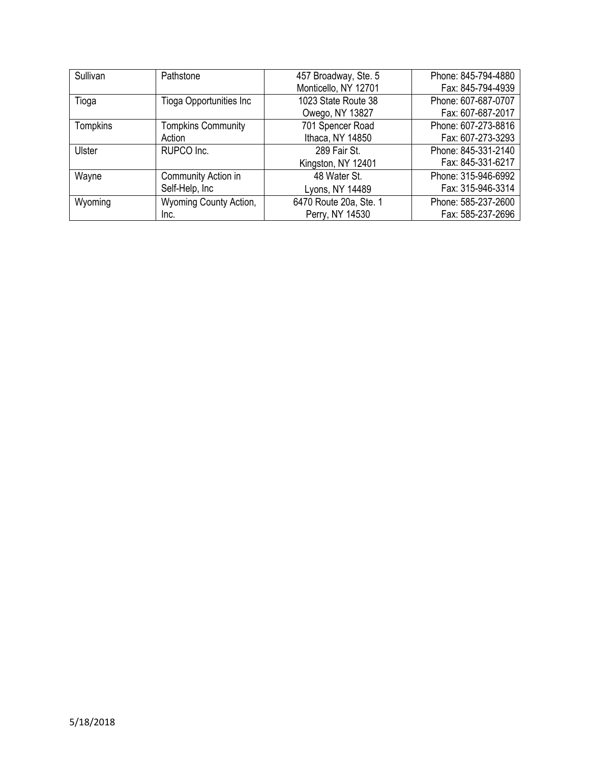| | | | |
|---|---|---|---|
| Sullivan | Pathstone | 457 Broadway, Ste. 5<br>Monticello, NY 12701 | Phone: 845-794-4880<br>Fax: 845-794-4939 |
| Tioga | Tioga Opportunities Inc | 1023 State Route 38<br>Owego, NY 13827 | Phone: 607-687-0707<br>Fax: 607-687-2017 |
| Tompkins | Tompkins Community Action | 701 Spencer Road<br>Ithaca, NY 14850 | Phone: 607-273-8816<br>Fax: 607-273-3293 |
| Ulster | RUPCO Inc. | 289 Fair St.<br>Kingston, NY 12401 | Phone: 845-331-2140<br>Fax: 845-331-6217 |
| Wayne | Community Action in Self-Help, Inc | 48 Water St.<br>Lyons, NY 14489 | Phone: 315-946-6992<br>Fax: 315-946-3314 |
| Wyoming | Wyoming County Action, Inc. | 6470 Route 20a, Ste. 1<br>Perry, NY 14530 | Phone: 585-237-2600<br>Fax: 585-237-2696 |

5/18/2018